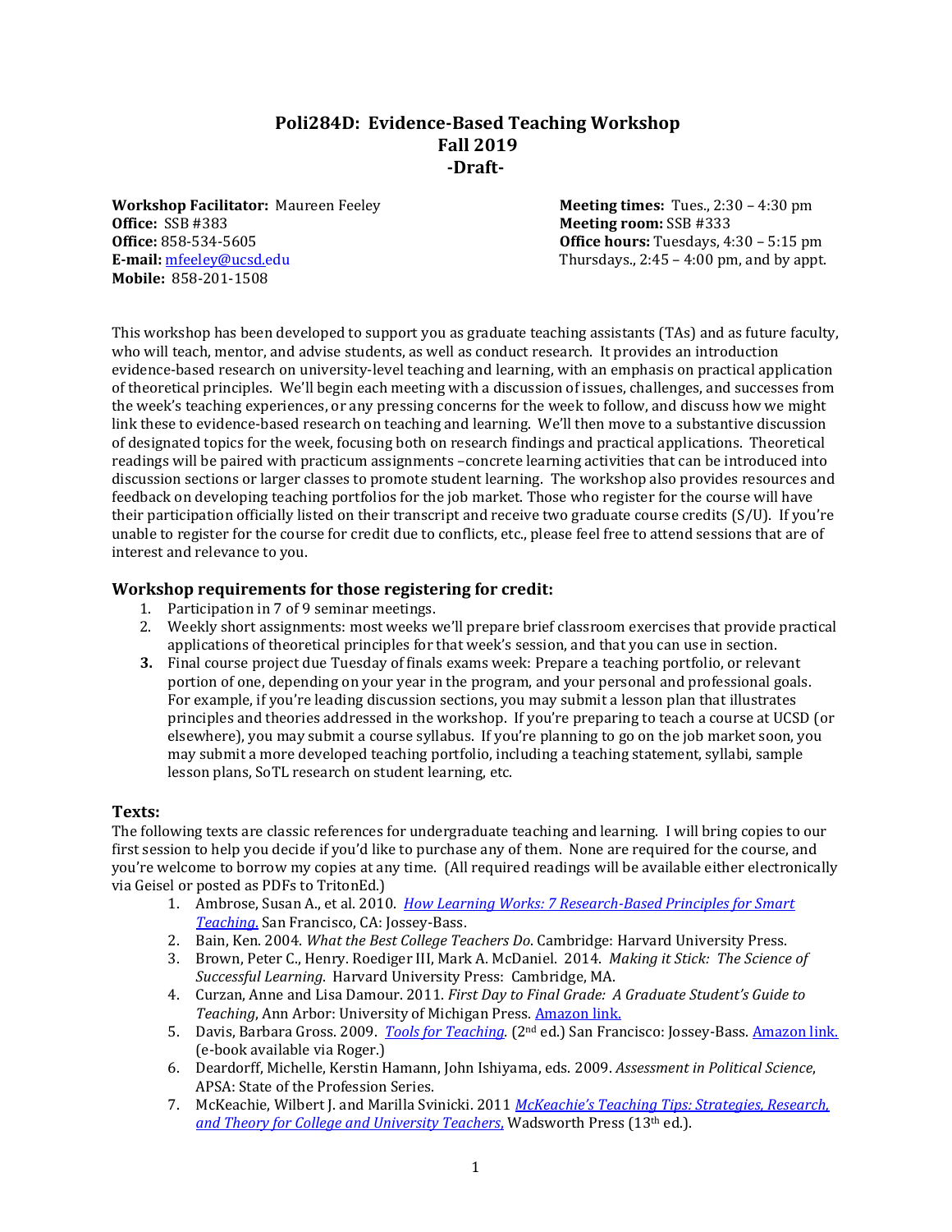# Poli284D: Evidence-Based Teaching Workshop
## Fall 2019
## -Draft-

**Workshop Facilitator:** Maureen Feeley
**Office:** SSB #383
**Office:** 858-534-5605
**E-mail:** mfeeley@ucsd.edu
**Mobile:** 858-201-1508

**Meeting times:** Tues., 2:30 – 4:30 pm
**Meeting room:** SSB #333
**Office hours:** Tuesdays, 4:30 – 5:15 pm
Thursdays., 2:45 – 4:00 pm, and by appt.

This workshop has been developed to support you as graduate teaching assistants (TAs) and as future faculty, who will teach, mentor, and advise students, as well as conduct research. It provides an introduction evidence-based research on university-level teaching and learning, with an emphasis on practical application of theoretical principles. We'll begin each meeting with a discussion of issues, challenges, and successes from the week's teaching experiences, or any pressing concerns for the week to follow, and discuss how we might link these to evidence-based research on teaching and learning. We'll then move to a substantive discussion of designated topics for the week, focusing both on research findings and practical applications. Theoretical readings will be paired with practicum assignments –concrete learning activities that can be introduced into discussion sections or larger classes to promote student learning. The workshop also provides resources and feedback on developing teaching portfolios for the job market. Those who register for the course will have their participation officially listed on their transcript and receive two graduate course credits (S/U). If you're unable to register for the course for credit due to conflicts, etc., please feel free to attend sessions that are of interest and relevance to you.

### Workshop requirements for those registering for credit:

1. Participation in 7 of 9 seminar meetings.
2. Weekly short assignments: most weeks we'll prepare brief classroom exercises that provide practical applications of theoretical principles for that week's session, and that you can use in section.
3. Final course project due Tuesday of finals exams week: Prepare a teaching portfolio, or relevant portion of one, depending on your year in the program, and your personal and professional goals. For example, if you're leading discussion sections, you may submit a lesson plan that illustrates principles and theories addressed in the workshop. If you're preparing to teach a course at UCSD (or elsewhere), you may submit a course syllabus. If you're planning to go on the job market soon, you may submit a more developed teaching portfolio, including a teaching statement, syllabi, sample lesson plans, SoTL research on student learning, etc.

### Texts:

The following texts are classic references for undergraduate teaching and learning. I will bring copies to our first session to help you decide if you'd like to purchase any of them. None are required for the course, and you're welcome to borrow my copies at any time. (All required readings will be available either electronically via Geisel or posted as PDFs to TritonEd.)

1. Ambrose, Susan A., et al. 2010. *How Learning Works: 7 Research-Based Principles for Smart Teaching.* San Francisco, CA: Jossey-Bass.
2. Bain, Ken. 2004. *What the Best College Teachers Do*. Cambridge: Harvard University Press.
3. Brown, Peter C., Henry. Roediger III, Mark A. McDaniel. 2014. *Making it Stick: The Science of Successful Learning*. Harvard University Press: Cambridge, MA.
4. Curzan, Anne and Lisa Damour. 2011. *First Day to Final Grade: A Graduate Student's Guide to Teaching*, Ann Arbor: University of Michigan Press. Amazon link.
5. Davis, Barbara Gross. 2009. *Tools for Teaching.* (2nd ed.) San Francisco: Jossey-Bass. Amazon link. (e-book available via Roger.)
6. Deardorff, Michelle, Kerstin Hamann, John Ishiyama, eds. 2009. *Assessment in Political Science*, APSA: State of the Profession Series.
7. McKeachie, Wilbert J. and Marilla Svinicki. 2011 *McKeachie's Teaching Tips: Strategies, Research, and Theory for College and University Teachers*, Wadsworth Press (13th ed.).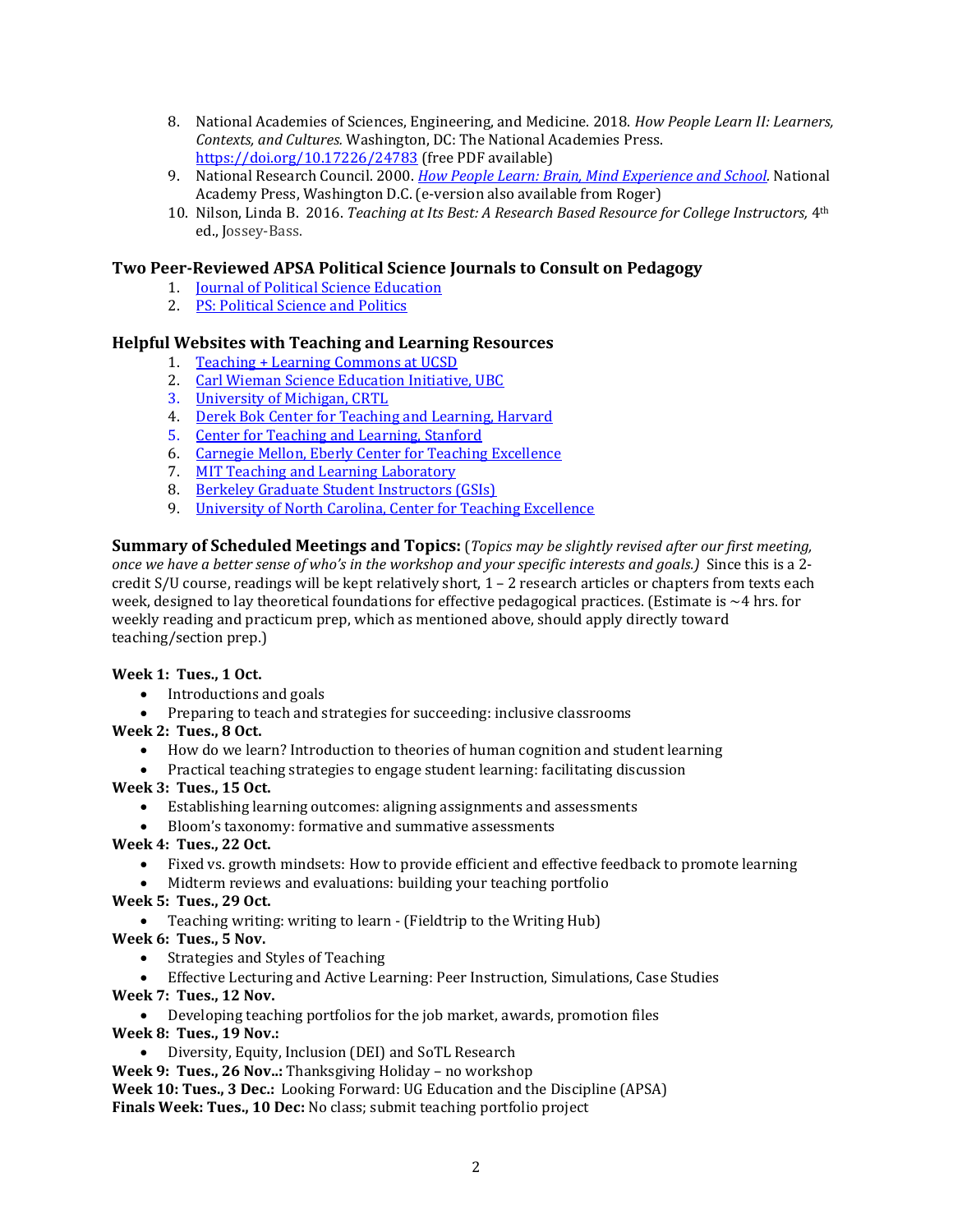8. National Academies of Sciences, Engineering, and Medicine. 2018. *How People Learn II: Learners, Contexts, and Cultures.* Washington, DC: The National Academies Press. https://doi.org/10.17226/24783 (free PDF available)
9. National Research Council. 2000. *How People Learn: Brain, Mind Experience and School.* National Academy Press, Washington D.C. (e-version also available from Roger)
10. Nilson, Linda B. 2016. *Teaching at Its Best: A Research Based Resource for College Instructors,* 4th ed., Jossey-Bass.

### Two Peer-Reviewed APSA Political Science Journals to Consult on Pedagogy

1. Journal of Political Science Education
2. PS: Political Science and Politics

### Helpful Websites with Teaching and Learning Resources

1. Teaching + Learning Commons at UCSD
2. Carl Wieman Science Education Initiative, UBC
3. University of Michigan, CRTL
4. Derek Bok Center for Teaching and Learning, Harvard
5. Center for Teaching and Learning, Stanford
6. Carnegie Mellon, Eberly Center for Teaching Excellence
7. MIT Teaching and Learning Laboratory
8. Berkeley Graduate Student Instructors (GSIs)
9. University of North Carolina, Center for Teaching Excellence

**Summary of Scheduled Meetings and Topics:** (*Topics may be slightly revised after our first meeting, once we have a better sense of who's in the workshop and your specific interests and goals.)* Since this is a 2-credit S/U course, readings will be kept relatively short, 1 – 2 research articles or chapters from texts each week, designed to lay theoretical foundations for effective pedagogical practices. (Estimate is ~4 hrs. for weekly reading and practicum prep, which as mentioned above, should apply directly toward teaching/section prep.)

**Week 1: Tues., 1 Oct.**
- Introductions and goals
- Preparing to teach and strategies for succeeding: inclusive classrooms

**Week 2: Tues., 8 Oct.**
- How do we learn? Introduction to theories of human cognition and student learning
- Practical teaching strategies to engage student learning: facilitating discussion

**Week 3: Tues., 15 Oct.**
- Establishing learning outcomes: aligning assignments and assessments
- Bloom's taxonomy: formative and summative assessments

**Week 4: Tues., 22 Oct.**
- Fixed vs. growth mindsets: How to provide efficient and effective feedback to promote learning
- Midterm reviews and evaluations: building your teaching portfolio

**Week 5: Tues., 29 Oct.**
- Teaching writing: writing to learn - (Fieldtrip to the Writing Hub)

**Week 6: Tues., 5 Nov.**
- Strategies and Styles of Teaching
- Effective Lecturing and Active Learning: Peer Instruction, Simulations, Case Studies

**Week 7: Tues., 12 Nov.**
- Developing teaching portfolios for the job market, awards, promotion files

**Week 8: Tues., 19 Nov.:**
- Diversity, Equity, Inclusion (DEI) and SoTL Research

**Week 9: Tues., 26 Nov..:** Thanksgiving Holiday – no workshop

**Week 10: Tues., 3 Dec.:** Looking Forward: UG Education and the Discipline (APSA)

**Finals Week: Tues., 10 Dec:** No class; submit teaching portfolio project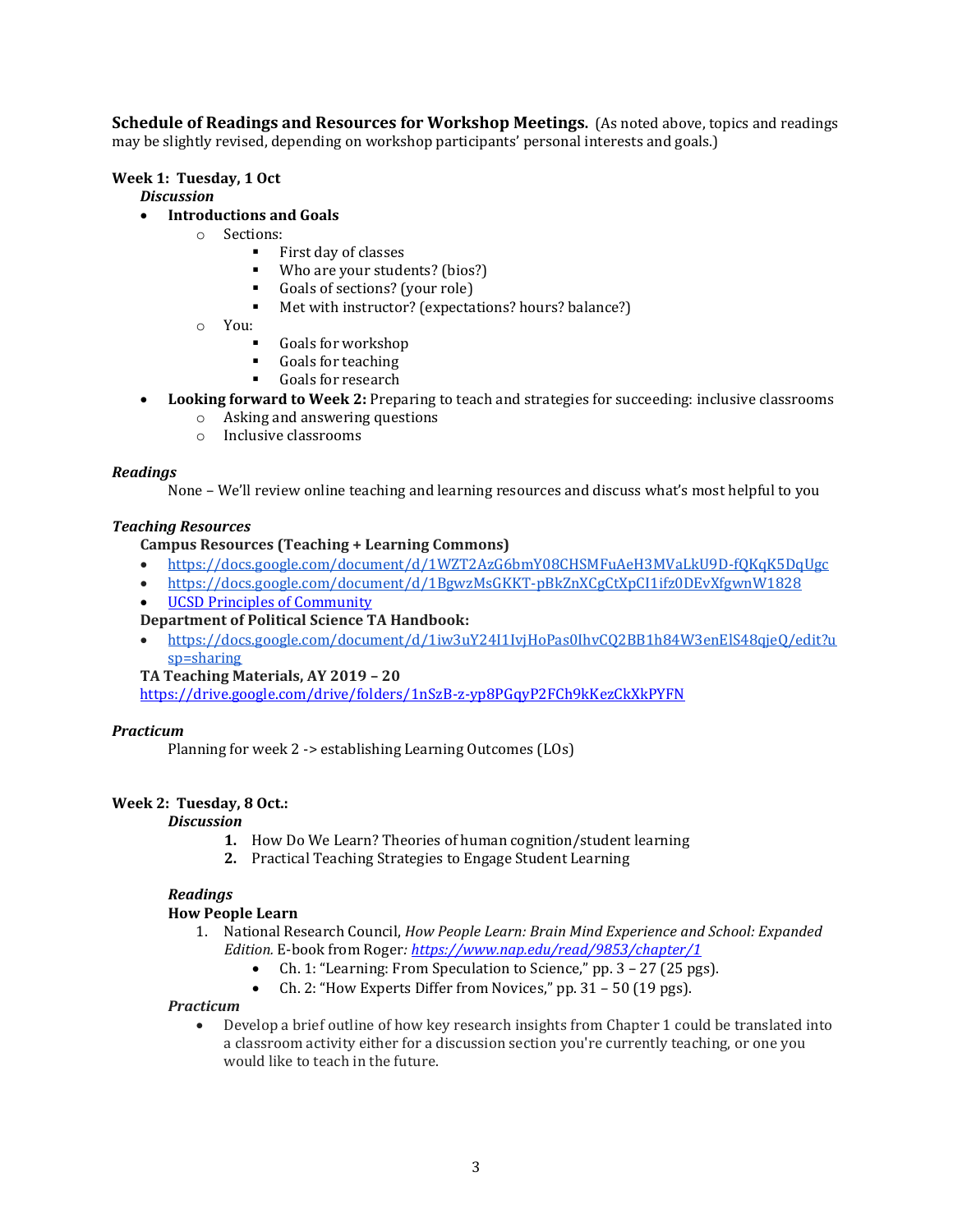**Schedule of Readings and Resources for Workshop Meetings.** (As noted above, topics and readings may be slightly revised, depending on workshop participants' personal interests and goals.)

**Week 1: Tuesday, 1 Oct**

***Discussion***

- **Introductions and Goals**
  - Sections:
    - First day of classes
    - Who are your students? (bios?)
    - Goals of sections? (your role)
    - Met with instructor? (expectations? hours? balance?)
  - You:
    - Goals for workshop
    - Goals for teaching
    - Goals for research
- **Looking forward to Week 2:** Preparing to teach and strategies for succeeding: inclusive classrooms
  - Asking and answering questions
  - Inclusive classrooms

***Readings***

None – We'll review online teaching and learning resources and discuss what's most helpful to you

***Teaching Resources***

**Campus Resources (Teaching + Learning Commons)**

- https://docs.google.com/document/d/1WZT2AzG6bmY08CHSMFuAeH3MVaLkU9D-fQKqK5DqUgc
- https://docs.google.com/document/d/1BgwzMsGKKT-pBkZnXCgCtXpCI1ifz0DEvXfgwnW1828
- UCSD Principles of Community

**Department of Political Science TA Handbook:**

- https://docs.google.com/document/d/1iw3uY24I1IvjHoPas0IhvCQ2BB1h84W3enElS48qjeQ/edit?usp=sharing

**TA Teaching Materials, AY 2019 – 20**

https://drive.google.com/drive/folders/1nSzB-z-yp8PGqyP2FCh9kKezCkXkPYFN

***Practicum***

Planning for week 2 -> establishing Learning Outcomes (LOs)

**Week 2: Tuesday, 8 Oct.:**

***Discussion***

1. How Do We Learn? Theories of human cognition/student learning
2. Practical Teaching Strategies to Engage Student Learning

***Readings***

**How People Learn**

1. National Research Council, *How People Learn: Brain Mind Experience and School: Expanded Edition.* E-book from Roger*: https://www.nap.edu/read/9853/chapter/1*
   - Ch. 1: "Learning: From Speculation to Science," pp. 3 – 27 (25 pgs).
   - Ch. 2: "How Experts Differ from Novices," pp. 31 – 50 (19 pgs).

***Practicum***

- Develop a brief outline of how key research insights from Chapter 1 could be translated into a classroom activity either for a discussion section you're currently teaching, or one you would like to teach in the future.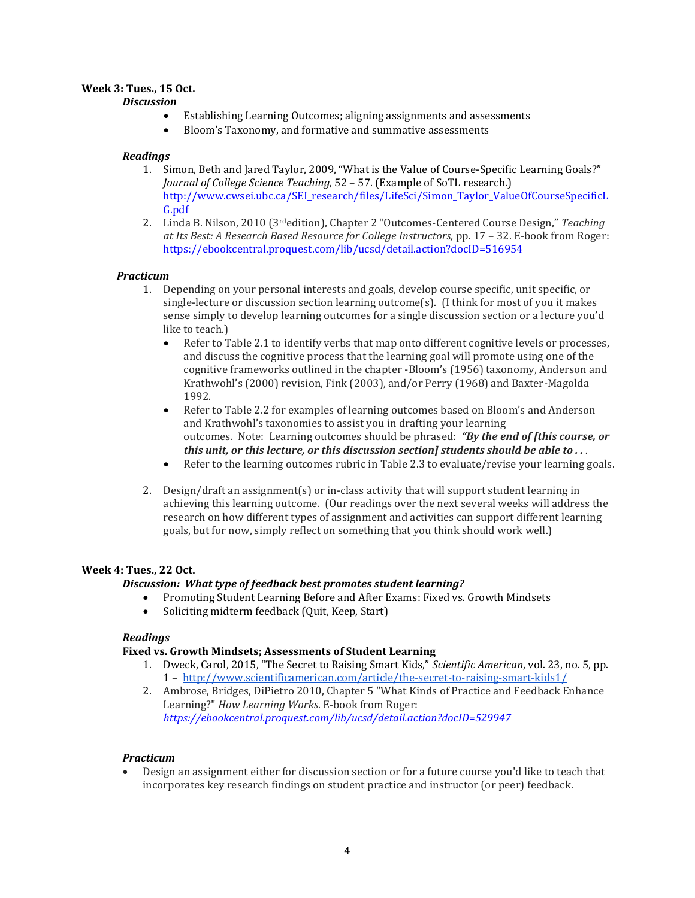**Week 3: Tues., 15 Oct.**

***Discussion***

- Establishing Learning Outcomes; aligning assignments and assessments
- Bloom's Taxonomy, and formative and summative assessments

***Readings***

1. Simon, Beth and Jared Taylor, 2009, "What is the Value of Course-Specific Learning Goals?" *Journal of College Science Teaching*, 52 – 57. (Example of SoTL research.) http://www.cwsei.ubc.ca/SEI_research/files/LifeSci/Simon_Taylor_ValueOfCourseSpecificLG.pdf
2. Linda B. Nilson, 2010 (3rd edition), Chapter 2 "Outcomes-Centered Course Design," *Teaching at Its Best: A Research Based Resource for College Instructors,* pp. 17 – 32. E-book from Roger: https://ebookcentral.proquest.com/lib/ucsd/detail.action?docID=516954

***Practicum***

1. Depending on your personal interests and goals, develop course specific, unit specific, or single-lecture or discussion section learning outcome(s). (I think for most of you it makes sense simply to develop learning outcomes for a single discussion section or a lecture you'd like to teach.)
   - Refer to Table 2.1 to identify verbs that map onto different cognitive levels or processes, and discuss the cognitive process that the learning goal will promote using one of the cognitive frameworks outlined in the chapter -Bloom's (1956) taxonomy, Anderson and Krathwohl's (2000) revision, Fink (2003), and/or Perry (1968) and Baxter-Magolda 1992.
   - Refer to Table 2.2 for examples of learning outcomes based on Bloom's and Anderson and Krathwohl's taxonomies to assist you in drafting your learning outcomes. Note: Learning outcomes should be phrased: ***"By the end of [this course, or this unit, or this lecture, or this discussion section] students should be able to . . .***
   - Refer to the learning outcomes rubric in Table 2.3 to evaluate/revise your learning goals.

2. Design/draft an assignment(s) or in-class activity that will support student learning in achieving this learning outcome. (Our readings over the next several weeks will address the research on how different types of assignment and activities can support different learning goals, but for now, simply reflect on something that you think should work well.)

**Week 4: Tues., 22 Oct.**

***Discussion: What type of feedback best promotes student learning?***

- Promoting Student Learning Before and After Exams: Fixed vs. Growth Mindsets
- Soliciting midterm feedback (Quit, Keep, Start)

***Readings***

**Fixed vs. Growth Mindsets; Assessments of Student Learning**

1. Dweck, Carol, 2015, "The Secret to Raising Smart Kids," *Scientific American*, vol. 23, no. 5, pp. 1 – http://www.scientificamerican.com/article/the-secret-to-raising-smart-kids1/
2. Ambrose, Bridges, DiPietro 2010, Chapter 5 "What Kinds of Practice and Feedback Enhance Learning?" *How Learning Works*. E-book from Roger: *https://ebookcentral.proquest.com/lib/ucsd/detail.action?docID=529947*

***Practicum***

- Design an assignment either for discussion section or for a future course you'd like to teach that incorporates key research findings on student practice and instructor (or peer) feedback.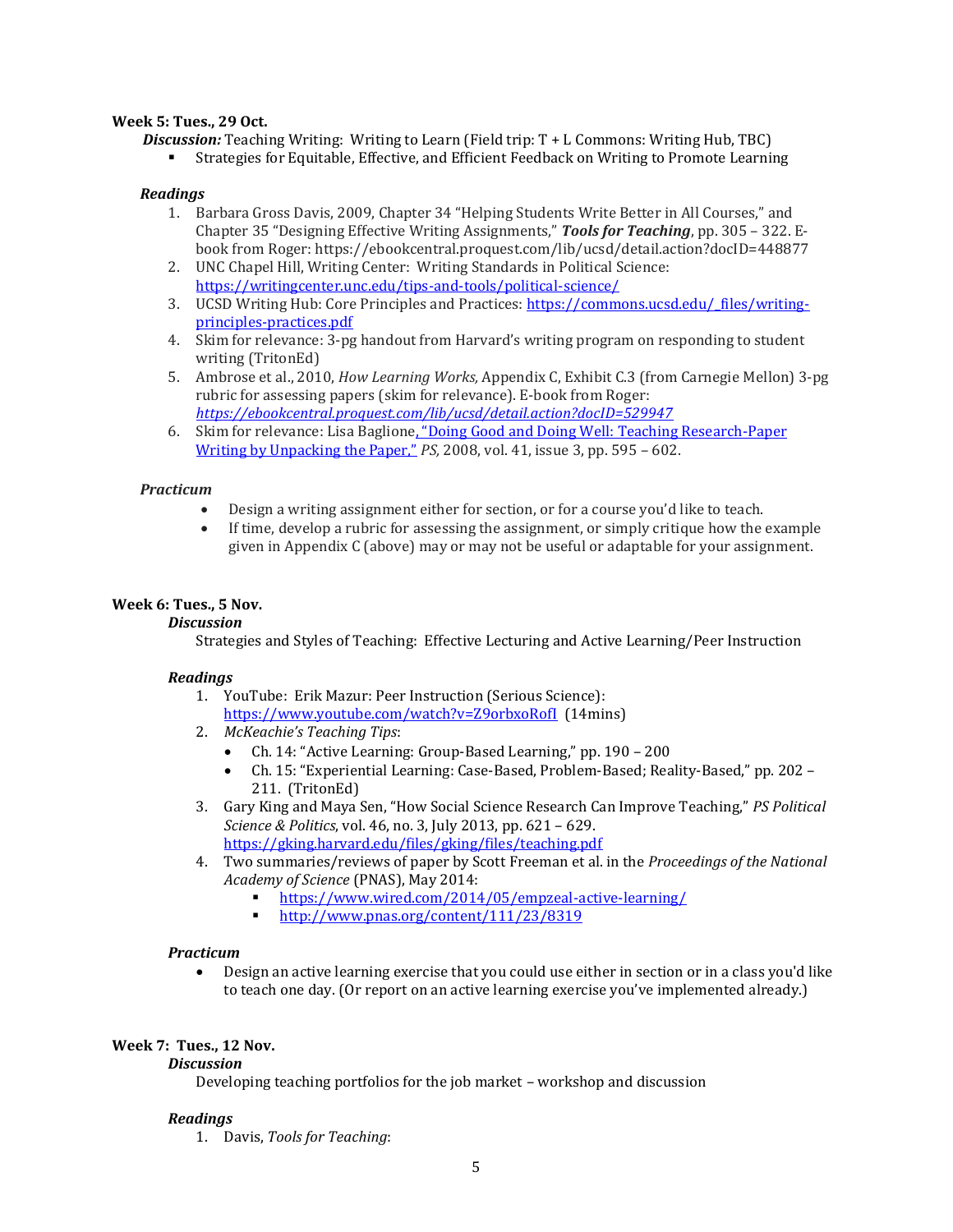**Week 5: Tues., 29 Oct.**

***Discussion:*** Teaching Writing: Writing to Learn (Field trip: T + L Commons: Writing Hub, TBC)

- Strategies for Equitable, Effective, and Efficient Feedback on Writing to Promote Learning

***Readings***

1. Barbara Gross Davis, 2009, Chapter 34 "Helping Students Write Better in All Courses," and Chapter 35 "Designing Effective Writing Assignments," ***Tools for Teaching***, pp. 305 – 322. E-book from Roger: https://ebookcentral.proquest.com/lib/ucsd/detail.action?docID=448877
2. UNC Chapel Hill, Writing Center: Writing Standards in Political Science: https://writingcenter.unc.edu/tips-and-tools/political-science/
3. UCSD Writing Hub: Core Principles and Practices: https://commons.ucsd.edu/_files/writing-principles-practices.pdf
4. Skim for relevance: 3-pg handout from Harvard's writing program on responding to student writing (TritonEd)
5. Ambrose et al., 2010, *How Learning Works,* Appendix C, Exhibit C.3 (from Carnegie Mellon) 3-pg rubric for assessing papers (skim for relevance). E-book from Roger: *https://ebookcentral.proquest.com/lib/ucsd/detail.action?docID=529947*
6. Skim for relevance: Lisa Baglione, "Doing Good and Doing Well: Teaching Research-Paper Writing by Unpacking the Paper," *PS,* 2008, vol. 41, issue 3, pp. 595 – 602.

***Practicum***

- Design a writing assignment either for section, or for a course you'd like to teach.
- If time, develop a rubric for assessing the assignment, or simply critique how the example given in Appendix C (above) may or may not be useful or adaptable for your assignment.

**Week 6: Tues., 5 Nov.**

***Discussion***

Strategies and Styles of Teaching: Effective Lecturing and Active Learning/Peer Instruction

***Readings***

1. YouTube: Erik Mazur: Peer Instruction (Serious Science): https://www.youtube.com/watch?v=Z9orbxoRofI (14mins)
2. *McKeachie's Teaching Tips*:
   - Ch. 14: "Active Learning: Group-Based Learning," pp. 190 – 200
   - Ch. 15: "Experiential Learning: Case-Based, Problem-Based; Reality-Based," pp. 202 – 211. (TritonEd)
3. Gary King and Maya Sen, "How Social Science Research Can Improve Teaching," *PS Political Science & Politics*, vol. 46, no. 3, July 2013, pp. 621 – 629. https://gking.harvard.edu/files/gking/files/teaching.pdf
4. Two summaries/reviews of paper by Scott Freeman et al. in the *Proceedings of the National Academy of Science* (PNAS), May 2014:
   - https://www.wired.com/2014/05/empzeal-active-learning/
   - http://www.pnas.org/content/111/23/8319

***Practicum***

- Design an active learning exercise that you could use either in section or in a class you'd like to teach one day. (Or report on an active learning exercise you've implemented already.)

**Week 7: Tues., 12 Nov.**

***Discussion***

Developing teaching portfolios for the job market – workshop and discussion

***Readings***

1. Davis, *Tools for Teaching*: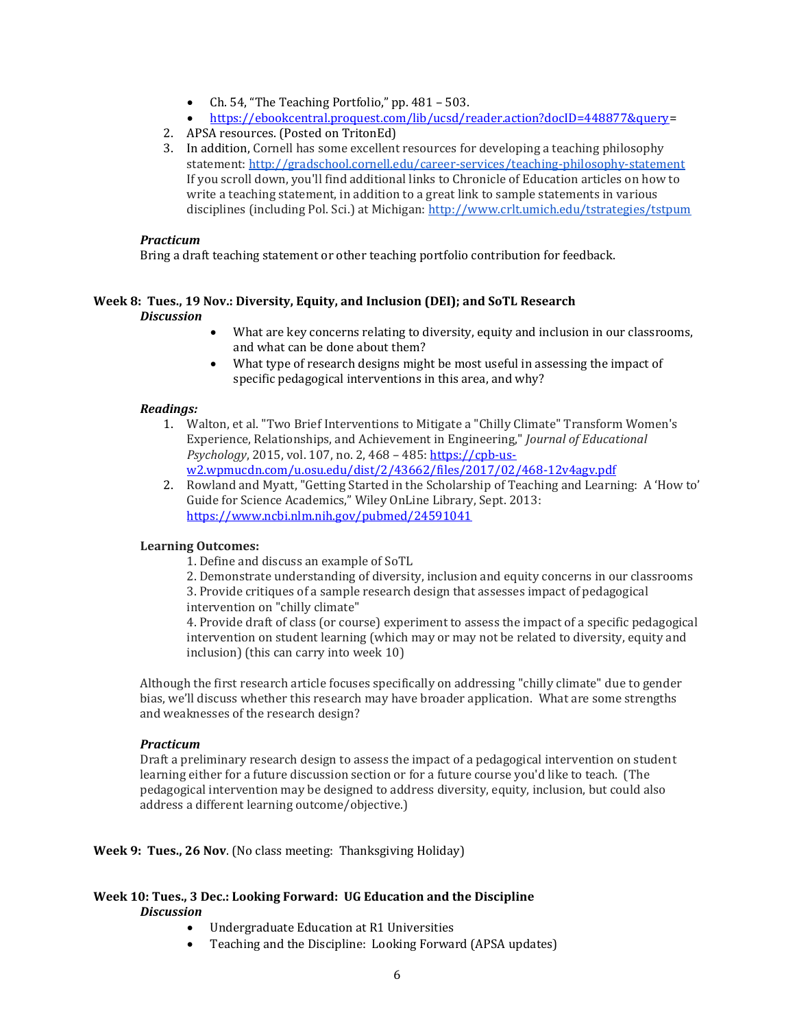- Ch. 54, "The Teaching Portfolio," pp. 481 – 503.
- https://ebookcentral.proquest.com/lib/ucsd/reader.action?docID=448877&query=

2. APSA resources. (Posted on TritonEd)
3. In addition, Cornell has some excellent resources for developing a teaching philosophy statement: http://gradschool.cornell.edu/career-services/teaching-philosophy-statement If you scroll down, you'll find additional links to Chronicle of Education articles on how to write a teaching statement, in addition to a great link to sample statements in various disciplines (including Pol. Sci.) at Michigan: http://www.crlt.umich.edu/tstrategies/tstpum

***Practicum***

Bring a draft teaching statement or other teaching portfolio contribution for feedback.

**Week 8: Tues., 19 Nov.: Diversity, Equity, and Inclusion (DEI); and SoTL Research**

***Discussion***

- What are key concerns relating to diversity, equity and inclusion in our classrooms, and what can be done about them?
- What type of research designs might be most useful in assessing the impact of specific pedagogical interventions in this area, and why?

***Readings:***

1. Walton, et al. "Two Brief Interventions to Mitigate a "Chilly Climate" Transform Women's Experience, Relationships, and Achievement in Engineering," *Journal of Educational Psychology*, 2015, vol. 107, no. 2, 468 – 485: https://cpb-us-w2.wpmucdn.com/u.osu.edu/dist/2/43662/files/2017/02/468-12v4agv.pdf
2. Rowland and Myatt, "Getting Started in the Scholarship of Teaching and Learning: A 'How to' Guide for Science Academics," Wiley OnLine Library, Sept. 2013: https://www.ncbi.nlm.nih.gov/pubmed/24591041

**Learning Outcomes:**

1. Define and discuss an example of SoTL
2. Demonstrate understanding of diversity, inclusion and equity concerns in our classrooms
3. Provide critiques of a sample research design that assesses impact of pedagogical intervention on "chilly climate"
4. Provide draft of class (or course) experiment to assess the impact of a specific pedagogical intervention on student learning (which may or may not be related to diversity, equity and inclusion) (this can carry into week 10)

Although the first research article focuses specifically on addressing "chilly climate" due to gender bias, we'll discuss whether this research may have broader application. What are some strengths and weaknesses of the research design?

***Practicum***

Draft a preliminary research design to assess the impact of a pedagogical intervention on student learning either for a future discussion section or for a future course you'd like to teach. (The pedagogical intervention may be designed to address diversity, equity, inclusion, but could also address a different learning outcome/objective.)

**Week 9: Tues., 26 Nov**. (No class meeting: Thanksgiving Holiday)

**Week 10: Tues., 3 Dec.: Looking Forward: UG Education and the Discipline**

***Discussion***

- Undergraduate Education at R1 Universities
- Teaching and the Discipline: Looking Forward (APSA updates)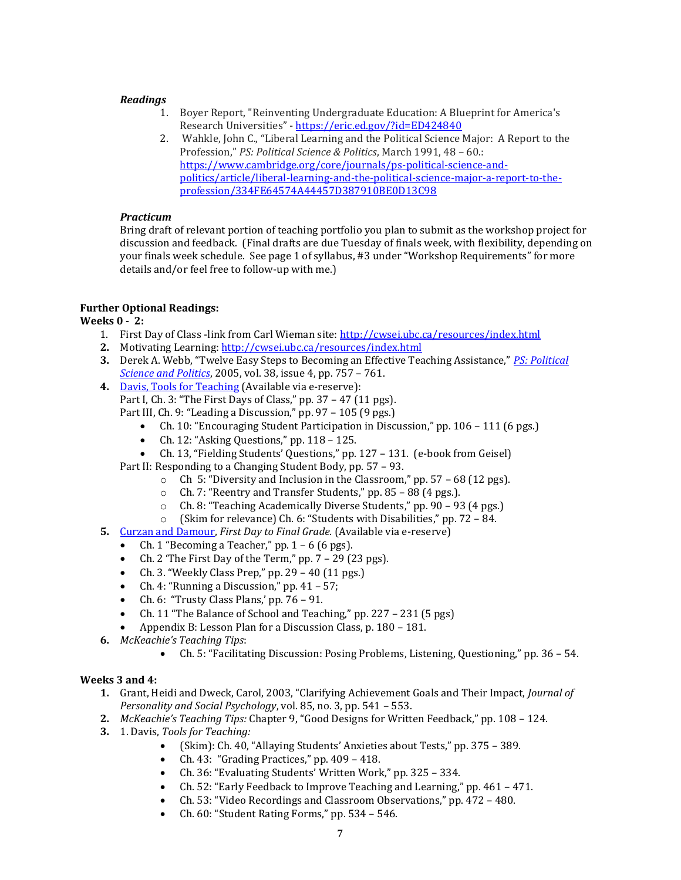***Readings***

1. Boyer Report, "Reinventing Undergraduate Education: A Blueprint for America's Research Universities" - https://eric.ed.gov/?id=ED424840
2. Wahkle, John C., "Liberal Learning and the Political Science Major: A Report to the Profession," *PS: Political Science & Politics*, March 1991, 48 – 60.: https://www.cambridge.org/core/journals/ps-political-science-and-politics/article/liberal-learning-and-the-political-science-major-a-report-to-the-profession/334FE64574A44457D387910BE0D13C98

***Practicum***

Bring draft of relevant portion of teaching portfolio you plan to submit as the workshop project for discussion and feedback. (Final drafts are due Tuesday of finals week, with flexibility, depending on your finals week schedule. See page 1 of syllabus, #3 under "Workshop Requirements" for more details and/or feel free to follow-up with me.)

**Further Optional Readings:**

**Weeks 0 - 2:**

1. First Day of Class -link from Carl Wieman site: http://cwsei.ubc.ca/resources/index.html
2. Motivating Learning: http://cwsei.ubc.ca/resources/index.html
3. Derek A. Webb, "Twelve Easy Steps to Becoming an Effective Teaching Assistance," *PS: Political Science and Politics*, 2005, vol. 38, issue 4, pp. 757 – 761.
4. Davis, Tools for Teaching (Available via e-reserve):
   Part I, Ch. 3: "The First Days of Class," pp. 37 – 47 (11 pgs).
   Part III, Ch. 9: "Leading a Discussion," pp. 97 – 105 (9 pgs.)
   - Ch. 10: "Encouraging Student Participation in Discussion," pp. 106 – 111 (6 pgs.)
   - Ch. 12: "Asking Questions," pp. 118 – 125.
   - Ch. 13, "Fielding Students' Questions," pp. 127 – 131. (e-book from Geisel)

   Part II: Responding to a Changing Student Body, pp. 57 – 93.
   - Ch 5: "Diversity and Inclusion in the Classroom," pp. 57 – 68 (12 pgs).
   - Ch. 7: "Reentry and Transfer Students," pp. 85 – 88 (4 pgs.).
   - Ch. 8: "Teaching Academically Diverse Students," pp. 90 – 93 (4 pgs.)
   - (Skim for relevance) Ch. 6: "Students with Disabilities," pp. 72 – 84.
5. Curzan and Damour, *First Day to Final Grade.* (Available via e-reserve)
   - Ch. 1 "Becoming a Teacher," pp. 1 – 6 (6 pgs).
   - Ch. 2 'The First Day of the Term," pp. 7 – 29 (23 pgs).
   - Ch. 3. "Weekly Class Prep," pp. 29 – 40 (11 pgs.)
   - Ch. 4: "Running a Discussion," pp. 41 – 57;
   - Ch. 6: "Trusty Class Plans,' pp. 76 – 91.
   - Ch. 11 "The Balance of School and Teaching," pp. 227 – 231 (5 pgs)
   - Appendix B: Lesson Plan for a Discussion Class, p. 180 – 181.
6. *McKeachie's Teaching Tips*:
   - Ch. 5: "Facilitating Discussion: Posing Problems, Listening, Questioning," pp. 36 – 54.

**Weeks 3 and 4:**

1. Grant, Heidi and Dweck, Carol, 2003, "Clarifying Achievement Goals and Their Impact, *Journal of Personality and Social Psychology*, vol. 85, no. 3, pp. 541 – 553.
2. *McKeachie's Teaching Tips:* Chapter 9, "Good Designs for Written Feedback," pp. 108 – 124.
3. 1. Davis, *Tools for Teaching:*
   - (Skim): Ch. 40, "Allaying Students' Anxieties about Tests," pp. 375 – 389.
   - Ch. 43: "Grading Practices," pp. 409 – 418.
   - Ch. 36: "Evaluating Students' Written Work," pp. 325 – 334.
   - Ch. 52: "Early Feedback to Improve Teaching and Learning," pp. 461 – 471.
   - Ch. 53: "Video Recordings and Classroom Observations," pp. 472 – 480.
   - Ch. 60: "Student Rating Forms," pp. 534 – 546.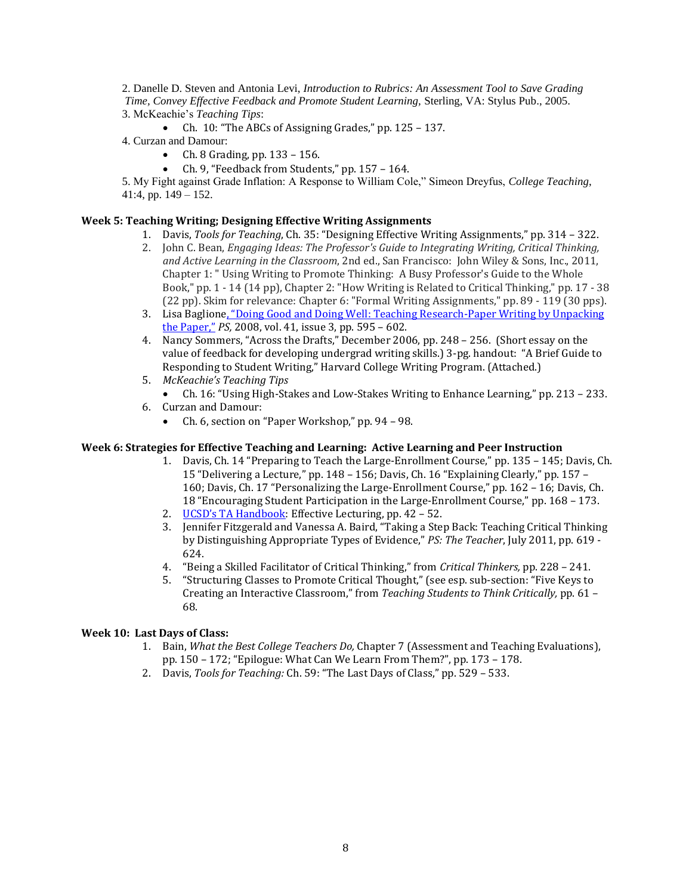2. Danelle D. Steven and Antonia Levi, *Introduction to Rubrics: An Assessment Tool to Save Grading Time, Convey Effective Feedback and Promote Student Learning*, Sterling, VA: Stylus Pub., 2005.
3. McKeachie's *Teaching Tips*:
   - Ch. 10: "The ABCs of Assigning Grades," pp. 125 – 137.
4. Curzan and Damour:
   - Ch. 8 Grading, pp. 133 – 156.
   - Ch. 9, "Feedback from Students," pp. 157 – 164.
5. My Fight against Grade Inflation: A Response to William Cole," Simeon Dreyfus, *College Teaching*, 41:4, pp. 149 – 152.

**Week 5: Teaching Writing; Designing Effective Writing Assignments**

1. Davis, *Tools for Teaching*, Ch. 35: "Designing Effective Writing Assignments," pp. 314 – 322.
2. John C. Bean, *Engaging Ideas: The Professor's Guide to Integrating Writing, Critical Thinking, and Active Learning in the Classroom*, 2nd ed., San Francisco: John Wiley & Sons, Inc., 2011, Chapter 1: " Using Writing to Promote Thinking: A Busy Professor's Guide to the Whole Book," pp. 1 - 14 (14 pp), Chapter 2: "How Writing is Related to Critical Thinking," pp. 17 - 38 (22 pp). Skim for relevance: Chapter 6: "Formal Writing Assignments," pp. 89 - 119 (30 pps).
3. Lisa Baglione, "Doing Good and Doing Well: Teaching Research-Paper Writing by Unpacking the Paper," *PS,* 2008, vol. 41, issue 3, pp. 595 – 602.
4. Nancy Sommers, "Across the Drafts," December 2006, pp. 248 – 256. (Short essay on the value of feedback for developing undergrad writing skills.) 3-pg. handout: "A Brief Guide to Responding to Student Writing," Harvard College Writing Program. (Attached.)
5. *McKeachie's Teaching Tips*
   - Ch. 16: "Using High-Stakes and Low-Stakes Writing to Enhance Learning," pp. 213 – 233.
6. Curzan and Damour:
   - Ch. 6, section on "Paper Workshop," pp. 94 – 98.

**Week 6: Strategies for Effective Teaching and Learning: Active Learning and Peer Instruction**

1. Davis, Ch. 14 "Preparing to Teach the Large-Enrollment Course," pp. 135 – 145; Davis, Ch. 15 "Delivering a Lecture," pp. 148 – 156; Davis, Ch. 16 "Explaining Clearly," pp. 157 – 160; Davis, Ch. 17 "Personalizing the Large-Enrollment Course," pp. 162 – 16; Davis, Ch. 18 "Encouraging Student Participation in the Large-Enrollment Course," pp. 168 – 173.
2. UCSD's TA Handbook: Effective Lecturing, pp. 42 – 52.
3. Jennifer Fitzgerald and Vanessa A. Baird, "Taking a Step Back: Teaching Critical Thinking by Distinguishing Appropriate Types of Evidence," *PS: The Teacher*, July 2011, pp. 619 - 624.
4. "Being a Skilled Facilitator of Critical Thinking," from *Critical Thinkers,* pp. 228 – 241.
5. "Structuring Classes to Promote Critical Thought," (see esp. sub-section: "Five Keys to Creating an Interactive Classroom," from *Teaching Students to Think Critically,* pp. 61 – 68.

**Week 10: Last Days of Class:**

1. Bain, *What the Best College Teachers Do,* Chapter 7 (Assessment and Teaching Evaluations), pp. 150 – 172; "Epilogue: What Can We Learn From Them?", pp. 173 – 178.
2. Davis, *Tools for Teaching:* Ch. 59: "The Last Days of Class," pp. 529 – 533.